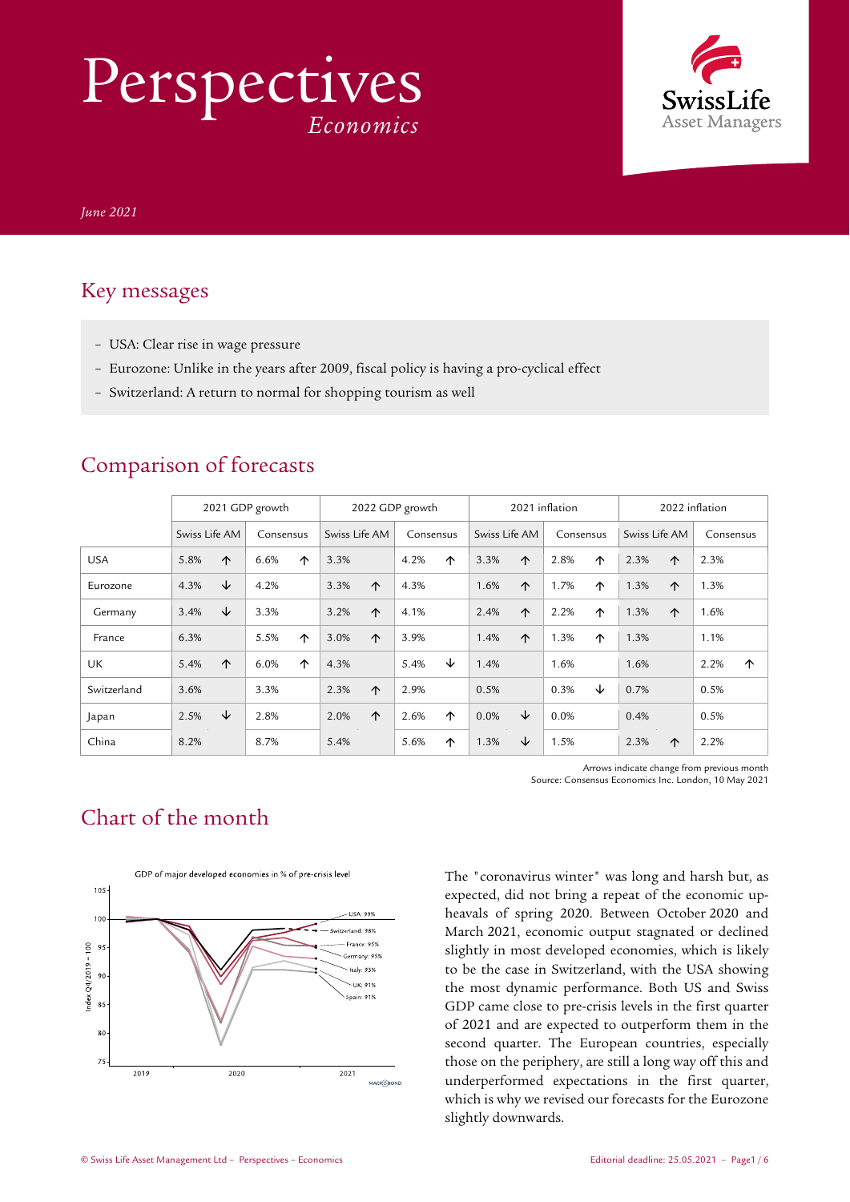# Perspectives

*Economics*

*June 2021*

## Key messages

- USA: Clear rise in wage pressure
- Eurozone: Unlike in the years after 2009, fiscal policy is having a pro-cyclical effect
- Switzerland: A return to normal for shopping tourism as well

## Comparison of forecasts

| | 2021 GDP growth | | 2022 GDP growth | | 2021 inflation | | 2022 inflation | |
|---|---|---|---|---|---|---|---|---|
| | Swiss Life AM | Consensus | Swiss Life AM | Consensus | Swiss Life AM | Consensus | Swiss Life AM | Consensus |
| USA | 5.8% ↑ | 6.6% ↑ | 3.3% | 4.2% ↑ | 3.3% ↑ | 2.8% ↑ | 2.3% ↑ | 2.3% |
| Eurozone | 4.3% ↓ | 4.2% | 3.3% ↑ | 4.3% | 1.6% ↑ | 1.7% ↑ | 1.3% ↑ | 1.3% |
| Germany | 3.4% ↓ | 3.3% | 3.2% ↑ | 4.1% | 2.4% ↑ | 2.2% ↑ | 1.3% ↑ | 1.6% |
| France | 6.3% | 5.5% ↑ | 3.0% ↑ | 3.9% | 1.4% ↑ | 1.3% ↑ | 1.3% | 1.1% |
| UK | 5.4% ↑ | 6.0% ↑ | 4.3% | 5.4% ↓ | 1.4% | 1.6% | 1.6% | 2.2% ↑ |
| Switzerland | 3.6% | 3.3% | 2.3% ↑ | 2.9% | 0.5% | 0.3% ↓ | 0.7% | 0.5% |
| Japan | 2.5% ↓ | 2.8% | 2.0% ↑ | 2.6% ↑ | 0.0% ↓ | 0.0% | 0.4% | 0.5% |
| China | 8.2% | 8.7% | 5.4% | 5.6% ↑ | 1.3% ↓ | 1.5% | 2.3% ↑ | 2.2% |

Arrows indicate change from previous month
Source: Consensus Economics Inc. London, 10 May 2021

## Chart of the month

GDP of major developed economies in % of pre-crisis level

Index Q4/2019 = 100

105
100
95
90
85
80
75

2019
2020
2021

USA: 99%
Switzerland: 98%
France: 95%
Germany: 95%
Italy: 93%
UK: 91%
Spain: 91%

MACROBOND

The "coronavirus winter" was long and harsh but, as expected, did not bring a repeat of the economic upheavals of spring 2020. Between October 2020 and March 2021, economic output stagnated or declined slightly in most developed economies, which is likely to be the case in Switzerland, with the USA showing the most dynamic performance. Both US and Swiss GDP came close to pre-crisis levels in the first quarter of 2021 and are expected to outperform them in the second quarter. The European countries, especially those on the periphery, are still a long way off this and underperformed expectations in the first quarter, which is why we revised our forecasts for the Eurozone slightly downwards.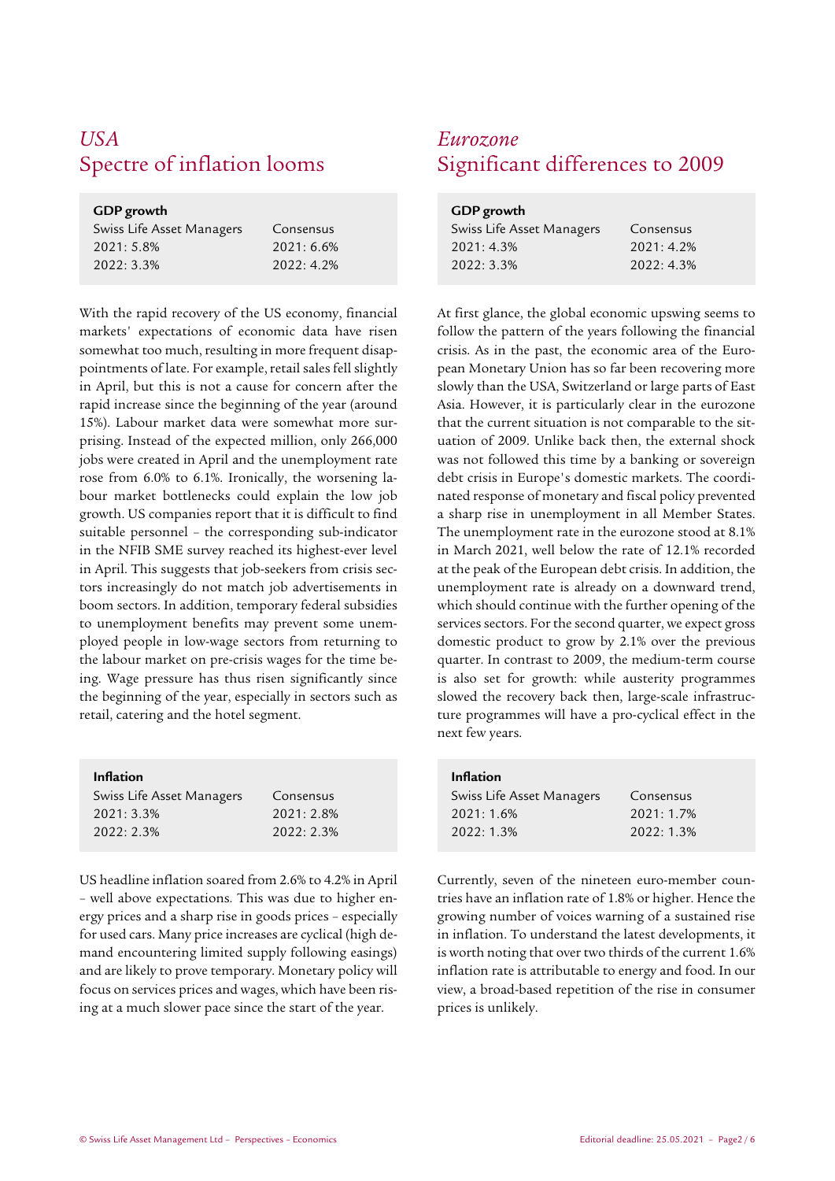## *USA*
## Spectre of inflation looms

| **GDP growth** | |
|---|---|
| Swiss Life Asset Managers | Consensus |
| 2021: 5.8% | 2021: 6.6% |
| 2022: 3.3% | 2022: 4.2% |

With the rapid recovery of the US economy, financial markets' expectations of economic data have risen somewhat too much, resulting in more frequent disappointments of late. For example, retail sales fell slightly in April, but this is not a cause for concern after the rapid increase since the beginning of the year (around 15%). Labour market data were somewhat more surprising. Instead of the expected million, only 266,000 jobs were created in April and the unemployment rate rose from 6.0% to 6.1%. Ironically, the worsening labour market bottlenecks could explain the low job growth. US companies report that it is difficult to find suitable personnel – the corresponding sub-indicator in the NFIB SME survey reached its highest-ever level in April. This suggests that job-seekers from crisis sectors increasingly do not match job advertisements in boom sectors. In addition, temporary federal subsidies to unemployment benefits may prevent some unemployed people in low-wage sectors from returning to the labour market on pre-crisis wages for the time being. Wage pressure has thus risen significantly since the beginning of the year, especially in sectors such as retail, catering and the hotel segment.

| **Inflation** | |
|---|---|
| Swiss Life Asset Managers | Consensus |
| 2021: 3.3% | 2021: 2.8% |
| 2022: 2.3% | 2022: 2.3% |

US headline inflation soared from 2.6% to 4.2% in April – well above expectations. This was due to higher energy prices and a sharp rise in goods prices – especially for used cars. Many price increases are cyclical (high demand encountering limited supply following easings) and are likely to prove temporary. Monetary policy will focus on services prices and wages, which have been rising at a much slower pace since the start of the year.

## *Eurozone*
## Significant differences to 2009

| **GDP growth** | |
|---|---|
| Swiss Life Asset Managers | Consensus |
| 2021: 4.3% | 2021: 4.2% |
| 2022: 3.3% | 2022: 4.3% |

At first glance, the global economic upswing seems to follow the pattern of the years following the financial crisis. As in the past, the economic area of the European Monetary Union has so far been recovering more slowly than the USA, Switzerland or large parts of East Asia. However, it is particularly clear in the eurozone that the current situation is not comparable to the situation of 2009. Unlike back then, the external shock was not followed this time by a banking or sovereign debt crisis in Europe's domestic markets. The coordinated response of monetary and fiscal policy prevented a sharp rise in unemployment in all Member States. The unemployment rate in the eurozone stood at 8.1% in March 2021, well below the rate of 12.1% recorded at the peak of the European debt crisis. In addition, the unemployment rate is already on a downward trend, which should continue with the further opening of the services sectors. For the second quarter, we expect gross domestic product to grow by 2.1% over the previous quarter. In contrast to 2009, the medium-term course is also set for growth: while austerity programmes slowed the recovery back then, large-scale infrastructure programmes will have a pro-cyclical effect in the next few years.

| **Inflation** | |
|---|---|
| Swiss Life Asset Managers | Consensus |
| 2021: 1.6% | 2021: 1.7% |
| 2022: 1.3% | 2022: 1.3% |

Currently, seven of the nineteen euro-member countries have an inflation rate of 1.8% or higher. Hence the growing number of voices warning of a sustained rise in inflation. To understand the latest developments, it is worth noting that over two thirds of the current 1.6% inflation rate is attributable to energy and food. In our view, a broad-based repetition of the rise in consumer prices is unlikely.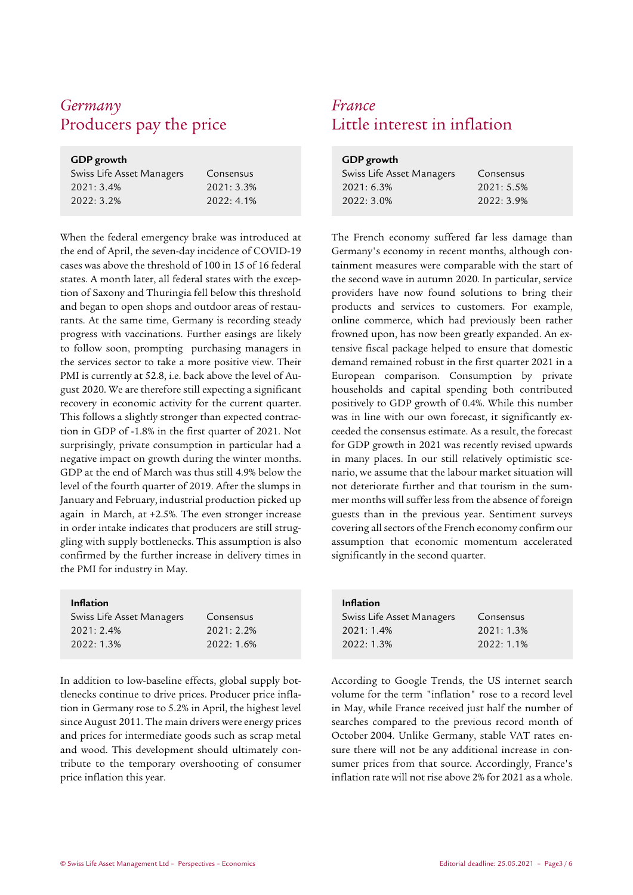## *Germany*
## Producers pay the price

| **GDP growth** | |
|---|---|
| Swiss Life Asset Managers | Consensus |
| 2021: 3.4% | 2021: 3.3% |
| 2022: 3.2% | 2022: 4.1% |

When the federal emergency brake was introduced at the end of April, the seven-day incidence of COVID-19 cases was above the threshold of 100 in 15 of 16 federal states. A month later, all federal states with the exception of Saxony and Thuringia fell below this threshold and began to open shops and outdoor areas of restaurants. At the same time, Germany is recording steady progress with vaccinations. Further easings are likely to follow soon, prompting purchasing managers in the services sector to take a more positive view. Their PMI is currently at 52.8, i.e. back above the level of August 2020. We are therefore still expecting a significant recovery in economic activity for the current quarter. This follows a slightly stronger than expected contraction in GDP of -1.8% in the first quarter of 2021. Not surprisingly, private consumption in particular had a negative impact on growth during the winter months. GDP at the end of March was thus still 4.9% below the level of the fourth quarter of 2019. After the slumps in January and February, industrial production picked up again in March, at +2.5%. The even stronger increase in order intake indicates that producers are still struggling with supply bottlenecks. This assumption is also confirmed by the further increase in delivery times in the PMI for industry in May.

| **Inflation** | |
|---|---|
| Swiss Life Asset Managers | Consensus |
| 2021: 2.4% | 2021: 2.2% |
| 2022: 1.3% | 2022: 1.6% |

In addition to low-baseline effects, global supply bottlenecks continue to drive prices. Producer price inflation in Germany rose to 5.2% in April, the highest level since August 2011. The main drivers were energy prices and prices for intermediate goods such as scrap metal and wood. This development should ultimately contribute to the temporary overshooting of consumer price inflation this year.

## *France*
## Little interest in inflation

| **GDP growth** | |
|---|---|
| Swiss Life Asset Managers | Consensus |
| 2021: 6.3% | 2021: 5.5% |
| 2022: 3.0% | 2022: 3.9% |

The French economy suffered far less damage than Germany's economy in recent months, although containment measures were comparable with the start of the second wave in autumn 2020. In particular, service providers have now found solutions to bring their products and services to customers. For example, online commerce, which had previously been rather frowned upon, has now been greatly expanded. An extensive fiscal package helped to ensure that domestic demand remained robust in the first quarter 2021 in a European comparison. Consumption by private households and capital spending both contributed positively to GDP growth of 0.4%. While this number was in line with our own forecast, it significantly exceeded the consensus estimate. As a result, the forecast for GDP growth in 2021 was recently revised upwards in many places. In our still relatively optimistic scenario, we assume that the labour market situation will not deteriorate further and that tourism in the summer months will suffer less from the absence of foreign guests than in the previous year. Sentiment surveys covering all sectors of the French economy confirm our assumption that economic momentum accelerated significantly in the second quarter.

| **Inflation** | |
|---|---|
| Swiss Life Asset Managers | Consensus |
| 2021: 1.4% | 2021: 1.3% |
| 2022: 1.3% | 2022: 1.1% |

According to Google Trends, the US internet search volume for the term "inflation" rose to a record level in May, while France received just half the number of searches compared to the previous record month of October 2004. Unlike Germany, stable VAT rates ensure there will not be any additional increase in consumer prices from that source. Accordingly, France's inflation rate will not rise above 2% for 2021 as a whole.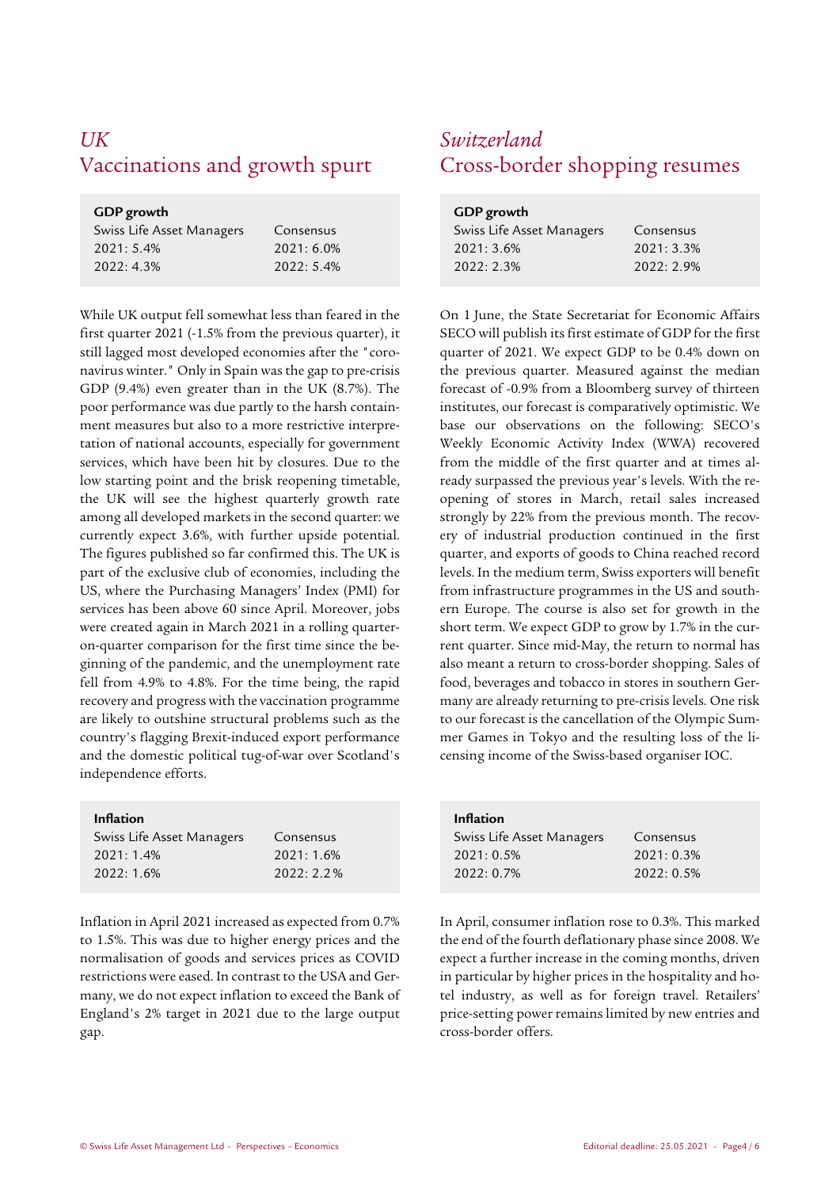## *UK*
## Vaccinations and growth spurt

**GDP growth**

| Swiss Life Asset Managers | Consensus |
| --- | --- |
| 2021: 5.4% | 2021: 6.0% |
| 2022: 4.3% | 2022: 5.4% |

While UK output fell somewhat less than feared in the first quarter 2021 (-1.5% from the previous quarter), it still lagged most developed economies after the "coronavirus winter." Only in Spain was the gap to pre-crisis GDP (9.4%) even greater than in the UK (8.7%). The poor performance was due partly to the harsh containment measures but also to a more restrictive interpretation of national accounts, especially for government services, which have been hit by closures. Due to the low starting point and the brisk reopening timetable, the UK will see the highest quarterly growth rate among all developed markets in the second quarter: we currently expect 3.6%, with further upside potential. The figures published so far confirmed this. The UK is part of the exclusive club of economies, including the US, where the Purchasing Managers' Index (PMI) for services has been above 60 since April. Moreover, jobs were created again in March 2021 in a rolling quarter-on-quarter comparison for the first time since the beginning of the pandemic, and the unemployment rate fell from 4.9% to 4.8%. For the time being, the rapid recovery and progress with the vaccination programme are likely to outshine structural problems such as the country's flagging Brexit-induced export performance and the domestic political tug-of-war over Scotland's independence efforts.

**Inflation**

| Swiss Life Asset Managers | Consensus |
| --- | --- |
| 2021: 1.4% | 2021: 1.6% |
| 2022: 1.6% | 2022: 2.2% |

Inflation in April 2021 increased as expected from 0.7% to 1.5%. This was due to higher energy prices and the normalisation of goods and services prices as COVID restrictions were eased. In contrast to the USA and Germany, we do not expect inflation to exceed the Bank of England's 2% target in 2021 due to the large output gap.

## *Switzerland*
## Cross-border shopping resumes

**GDP growth**

| Swiss Life Asset Managers | Consensus |
| --- | --- |
| 2021: 3.6% | 2021: 3.3% |
| 2022: 2.3% | 2022: 2.9% |

On 1 June, the State Secretariat for Economic Affairs SECO will publish its first estimate of GDP for the first quarter of 2021. We expect GDP to be 0.4% down on the previous quarter. Measured against the median forecast of -0.9% from a Bloomberg survey of thirteen institutes, our forecast is comparatively optimistic. We base our observations on the following: SECO's Weekly Economic Activity Index (WWA) recovered from the middle of the first quarter and at times already surpassed the previous year's levels. With the reopening of stores in March, retail sales increased strongly by 22% from the previous month. The recovery of industrial production continued in the first quarter, and exports of goods to China reached record levels. In the medium term, Swiss exporters will benefit from infrastructure programmes in the US and southern Europe. The course is also set for growth in the short term. We expect GDP to grow by 1.7% in the current quarter. Since mid-May, the return to normal has also meant a return to cross-border shopping. Sales of food, beverages and tobacco in stores in southern Germany are already returning to pre-crisis levels. One risk to our forecast is the cancellation of the Olympic Summer Games in Tokyo and the resulting loss of the licensing income of the Swiss-based organiser IOC.

**Inflation**

| Swiss Life Asset Managers | Consensus |
| --- | --- |
| 2021: 0.5% | 2021: 0.3% |
| 2022: 0.7% | 2022: 0.5% |

In April, consumer inflation rose to 0.3%. This marked the end of the fourth deflationary phase since 2008. We expect a further increase in the coming months, driven in particular by higher prices in the hospitality and hotel industry, as well as for foreign travel. Retailers' price-setting power remains limited by new entries and cross-border offers.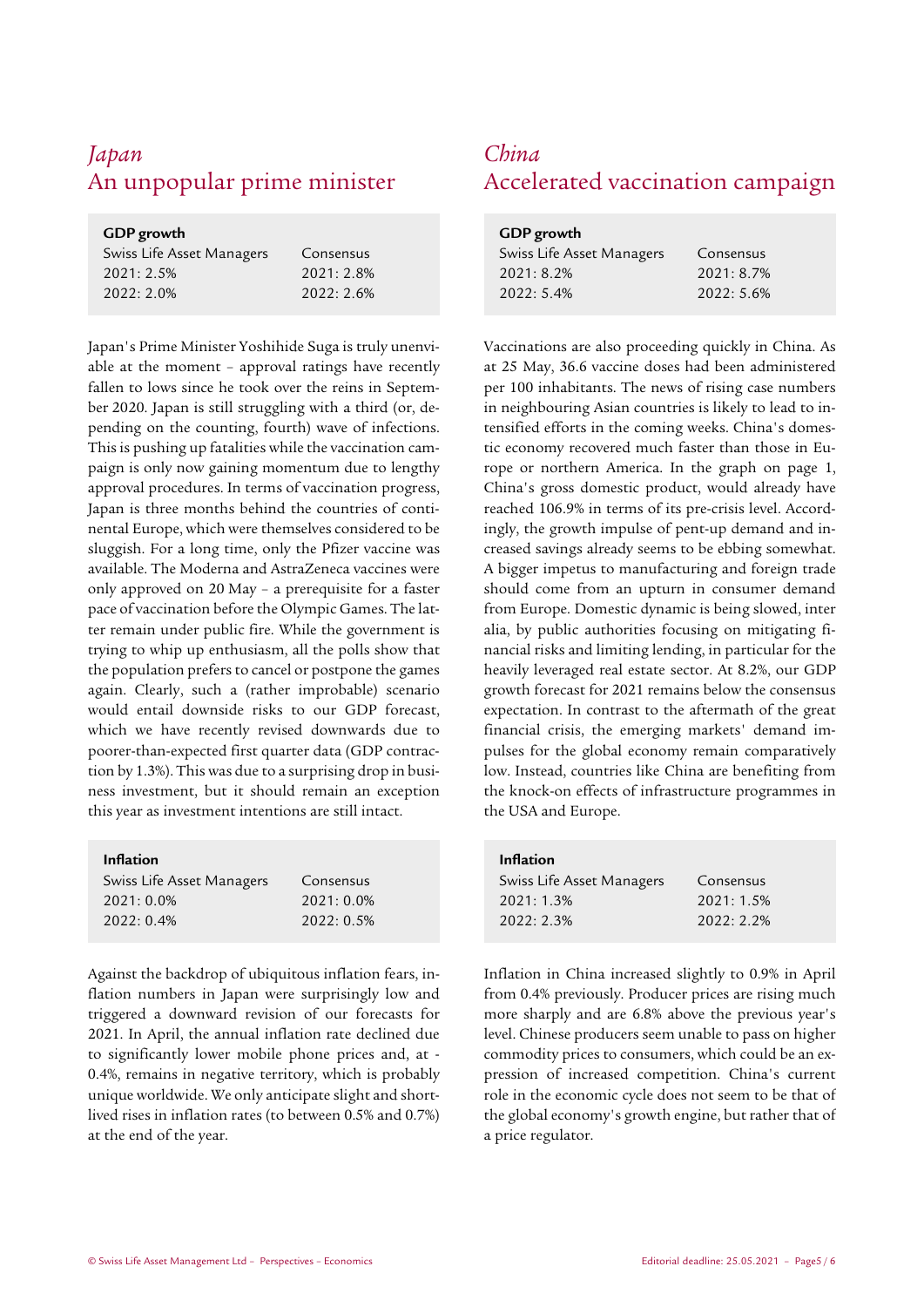## *Japan*
## An unpopular prime minister

| GDP growth | |
|---|---|
| Swiss Life Asset Managers | Consensus |
| 2021: 2.5% | 2021: 2.8% |
| 2022: 2.0% | 2022: 2.6% |

Japan's Prime Minister Yoshihide Suga is truly unenviable at the moment – approval ratings have recently fallen to lows since he took over the reins in September 2020. Japan is still struggling with a third (or, depending on the counting, fourth) wave of infections. This is pushing up fatalities while the vaccination campaign is only now gaining momentum due to lengthy approval procedures. In terms of vaccination progress, Japan is three months behind the countries of continental Europe, which were themselves considered to be sluggish. For a long time, only the Pfizer vaccine was available. The Moderna and AstraZeneca vaccines were only approved on 20 May – a prerequisite for a faster pace of vaccination before the Olympic Games. The latter remain under public fire. While the government is trying to whip up enthusiasm, all the polls show that the population prefers to cancel or postpone the games again. Clearly, such a (rather improbable) scenario would entail downside risks to our GDP forecast, which we have recently revised downwards due to poorer-than-expected first quarter data (GDP contraction by 1.3%). This was due to a surprising drop in business investment, but it should remain an exception this year as investment intentions are still intact.

| Inflation | |
|---|---|
| Swiss Life Asset Managers | Consensus |
| 2021: 0.0% | 2021: 0.0% |
| 2022: 0.4% | 2022: 0.5% |

Against the backdrop of ubiquitous inflation fears, inflation numbers in Japan were surprisingly low and triggered a downward revision of our forecasts for 2021. In April, the annual inflation rate declined due to significantly lower mobile phone prices and, at -0.4%, remains in negative territory, which is probably unique worldwide. We only anticipate slight and short-lived rises in inflation rates (to between 0.5% and 0.7%) at the end of the year.

## *China*
## Accelerated vaccination campaign

| GDP growth | |
|---|---|
| Swiss Life Asset Managers | Consensus |
| 2021: 8.2% | 2021: 8.7% |
| 2022: 5.4% | 2022: 5.6% |

Vaccinations are also proceeding quickly in China. As at 25 May, 36.6 vaccine doses had been administered per 100 inhabitants. The news of rising case numbers in neighbouring Asian countries is likely to lead to intensified efforts in the coming weeks. China's domestic economy recovered much faster than those in Europe or northern America. In the graph on page 1, China's gross domestic product, would already have reached 106.9% in terms of its pre-crisis level. Accordingly, the growth impulse of pent-up demand and increased savings already seems to be ebbing somewhat. A bigger impetus to manufacturing and foreign trade should come from an upturn in consumer demand from Europe. Domestic dynamic is being slowed, inter alia, by public authorities focusing on mitigating financial risks and limiting lending, in particular for the heavily leveraged real estate sector. At 8.2%, our GDP growth forecast for 2021 remains below the consensus expectation. In contrast to the aftermath of the great financial crisis, the emerging markets' demand impulses for the global economy remain comparatively low. Instead, countries like China are benefiting from the knock-on effects of infrastructure programmes in the USA and Europe.

| Inflation | |
|---|---|
| Swiss Life Asset Managers | Consensus |
| 2021: 1.3% | 2021: 1.5% |
| 2022: 2.3% | 2022: 2.2% |

Inflation in China increased slightly to 0.9% in April from 0.4% previously. Producer prices are rising much more sharply and are 6.8% above the previous year's level. Chinese producers seem unable to pass on higher commodity prices to consumers, which could be an expression of increased competition. China's current role in the economic cycle does not seem to be that of the global economy's growth engine, but rather that of a price regulator.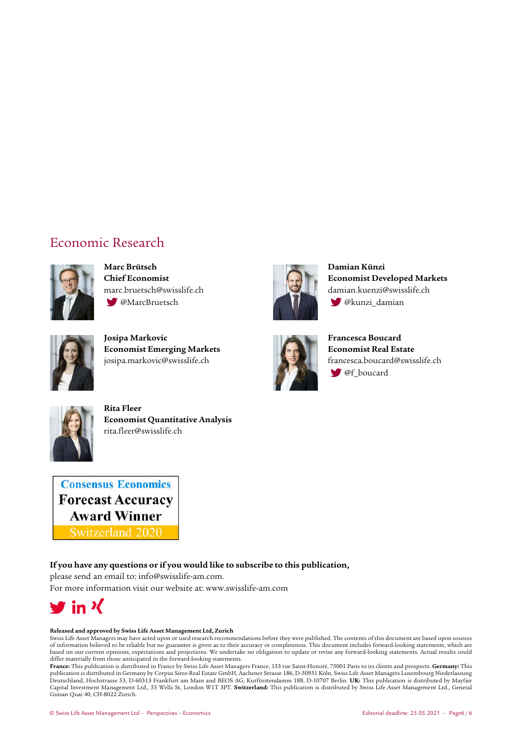## Economic Research

**Marc Brütsch**
**Chief Economist**
marc.bruetsch@swisslife.ch
@MarcBruetsch

**Damian Künzi**
**Economist Developed Markets**
damian.kuenzi@swisslife.ch
@kunzi_damian

**Josipa Markovic**
**Economist Emerging Markets**
josipa.markovic@swisslife.ch

**Francesca Boucard**
**Economist Real Estate**
francesca.boucard@swisslife.ch
@f_boucard

**Rita Fleer**
**Economist Quantitative Analysis**
rita.fleer@swisslife.ch

Consensus Economics
Forecast Accuracy
Award Winner
Switzerland 2020

**If you have any questions or if you would like to subscribe to this publication,**
please send an email to: info@swisslife-am.com.
For more information visit our website at: www.swisslife-am.com

**Released and approved by Swiss Life Asset Management Ltd, Zurich**
Swiss Life Asset Managers may have acted upon or used research recommendations before they were published. The contents of this document are based upon sources of information believed to be reliable but no guarantee is given as to their accuracy or completeness. This document includes forward-looking statements, which are based on our current opinions, expectations and projections. We undertake no obligation to update or revise any forward-looking statements. Actual results could differ materially from those anticipated in the forward-looking statements.
**France:** This publication is distributed in France by Swiss Life Asset Managers France, 153 rue Saint-Honoré, 75001 Paris to its clients and prospects. **Germany:** This publication is distributed in Germany by Corpus Sireo Real Estate GmbH, Aachener Strasse 186, D-50931 Köln, Swiss Life Asset Managers Luxembourg Niederlassung Deutschland, Hochstrasse 53, D-60313 Frankfurt am Main and BEOS AG, Kurfürstendamm 188, D-10707 Berlin. **UK:** This publication is distributed by Mayfair Capital Investment Management Ltd., 55 Wells St, London W1T 3PT. **Switzerland:** This publication is distributed by Swiss Life Asset Management Ltd., General Guisan Quai 40, CH-8022 Zurich.